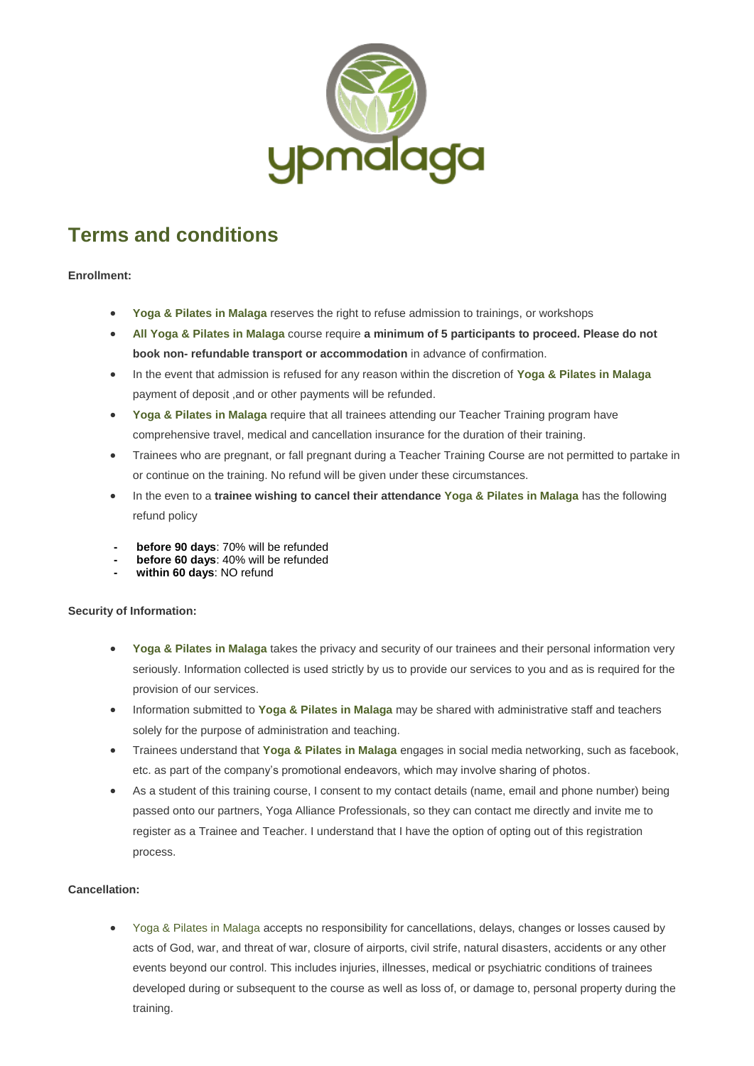ypmalaga

# Terms and conditions

**Enrollment:**

- **Yoga & Pilates in Malaga** reserves the right to refuse admission to trainings, or workshops
- **All Yoga & Pilates in Malaga** course require **a minimum of 5 participants to proceed. Please do not book non- refundable transport or accommodation** in advance of confirmation.
- In the event that admission is refused for any reason within the discretion of **Yoga & Pilates in Malaga** payment of deposit ,and or other payments will be refunded.
- **Yoga & Pilates in Malaga** require that all trainees attending our Teacher Training program have comprehensive travel, medical and cancellation insurance for the duration of their training.
- Trainees who are pregnant, or fall pregnant during a Teacher Training Course are not permitted to partake in or continue on the training. No refund will be given under these circumstances.
- In the even to a **trainee wishing to cancel their attendance** **Yoga & Pilates in Malaga** has the following refund policy

- **before 90 days**: 70% will be refunded
- **before 60 days**: 40% will be refunded
- **within 60 days**: NO refund

**Security of Information:**

- **Yoga & Pilates in Malaga** takes the privacy and security of our trainees and their personal information very seriously. Information collected is used strictly by us to provide our services to you and as is required for the provision of our services.
- Information submitted to **Yoga & Pilates in Malaga** may be shared with administrative staff and teachers solely for the purpose of administration and teaching.
- Trainees understand that **Yoga & Pilates in Malaga** engages in social media networking, such as facebook, etc. as part of the company's promotional endeavors, which may involve sharing of photos.
- As a student of this training course, I consent to my contact details (name, email and phone number) being passed onto our partners, Yoga Alliance Professionals, so they can contact me directly and invite me to register as a Trainee and Teacher. I understand that I have the option of opting out of this registration process.

**Cancellation:**

- Yoga & Pilates in Malaga accepts no responsibility for cancellations, delays, changes or losses caused by acts of God, war, and threat of war, closure of airports, civil strife, natural disasters, accidents or any other events beyond our control. This includes injuries, illnesses, medical or psychiatric conditions of trainees developed during or subsequent to the course as well as loss of, or damage to, personal property during the training.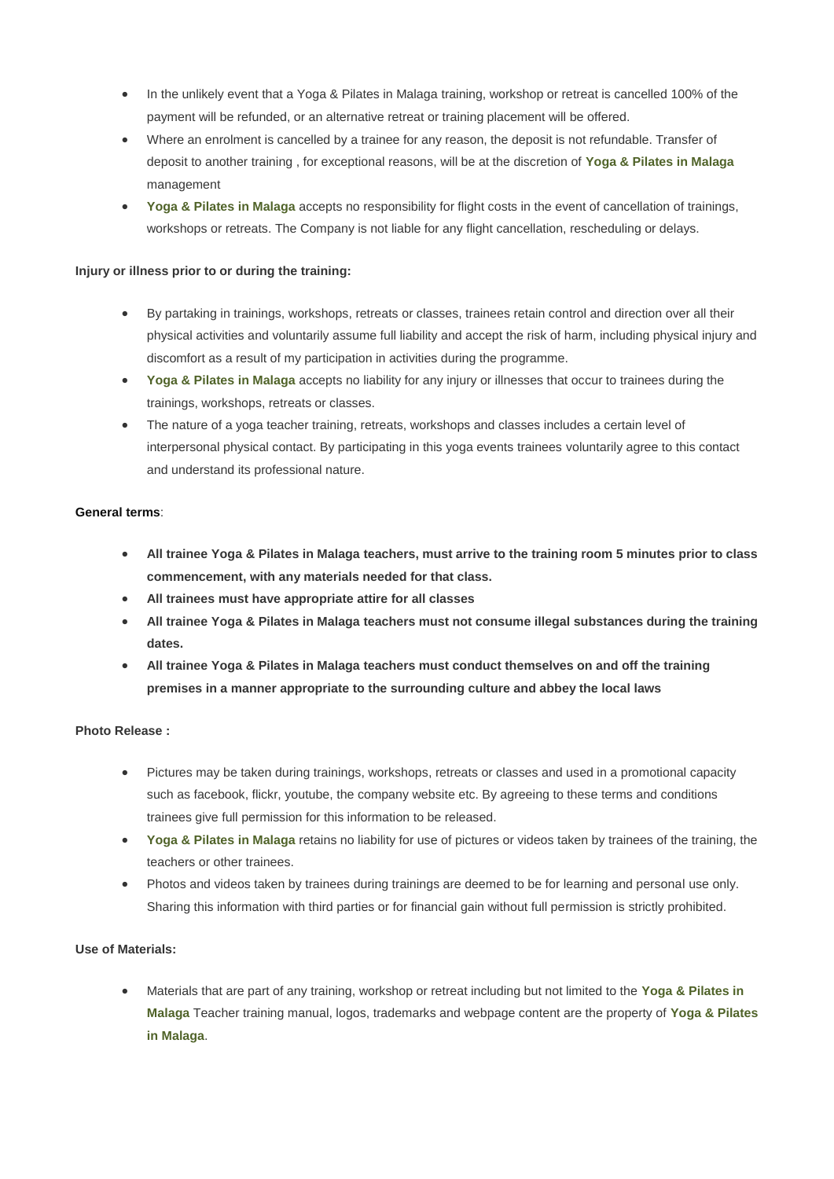- In the unlikely event that a Yoga & Pilates in Malaga training, workshop or retreat is cancelled 100% of the payment will be refunded, or an alternative retreat or training placement will be offered.
- Where an enrolment is cancelled by a trainee for any reason, the deposit is not refundable. Transfer of deposit to another training , for exceptional reasons, will be at the discretion of **Yoga & Pilates in Malaga** management
- **Yoga & Pilates in Malaga** accepts no responsibility for flight costs in the event of cancellation of trainings, workshops or retreats. The Company is not liable for any flight cancellation, rescheduling or delays.

**Injury or illness prior to or during the training:**

- By partaking in trainings, workshops, retreats or classes, trainees retain control and direction over all their physical activities and voluntarily assume full liability and accept the risk of harm, including physical injury and discomfort as a result of my participation in activities during the programme.
- **Yoga & Pilates in Malaga** accepts no liability for any injury or illnesses that occur to trainees during the trainings, workshops, retreats or classes.
- The nature of a yoga teacher training, retreats, workshops and classes includes a certain level of interpersonal physical contact. By participating in this yoga events trainees voluntarily agree to this contact and understand its professional nature.

**General terms**:

- **All trainee Yoga & Pilates in Malaga teachers, must arrive to the training room 5 minutes prior to class commencement, with any materials needed for that class.**
- **All trainees must have appropriate attire for all classes**
- **All trainee Yoga & Pilates in Malaga teachers must not consume illegal substances during the training dates.**
- **All trainee Yoga & Pilates in Malaga teachers must conduct themselves on and off the training premises in a manner appropriate to the surrounding culture and abbey the local laws**

**Photo Release :**

- Pictures may be taken during trainings, workshops, retreats or classes and used in a promotional capacity such as facebook, flickr, youtube, the company website etc. By agreeing to these terms and conditions trainees give full permission for this information to be released.
- **Yoga & Pilates in Malaga** retains no liability for use of pictures or videos taken by trainees of the training, the teachers or other trainees.
- Photos and videos taken by trainees during trainings are deemed to be for learning and personal use only. Sharing this information with third parties or for financial gain without full permission is strictly prohibited.

**Use of Materials:**

- Materials that are part of any training, workshop or retreat including but not limited to the **Yoga & Pilates in Malaga** Teacher training manual, logos, trademarks and webpage content are the property of **Yoga & Pilates in Malaga**.